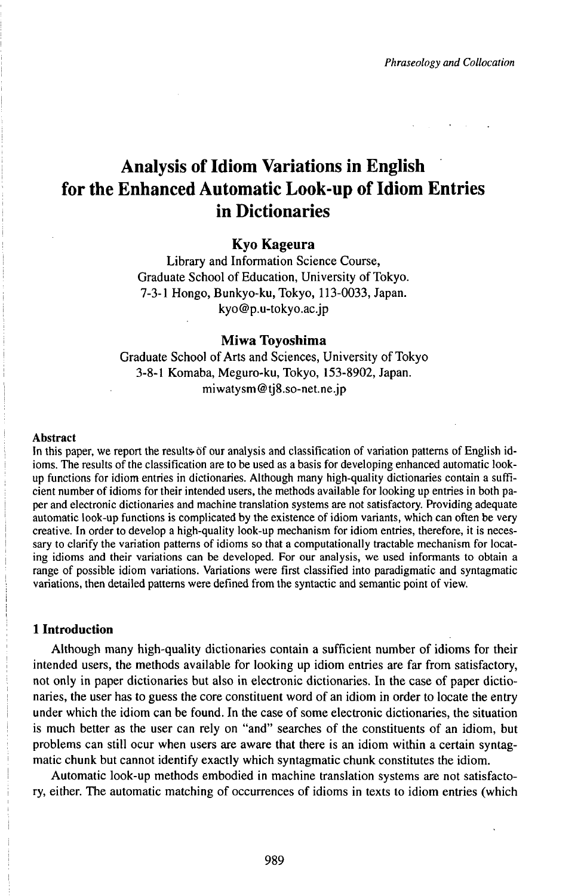# Analysis of Idiom Variations in English for the Enhanced Automatic Look-up of Idiom Entries in Dictionaries

**Kyo Kageura**

Library and Information Science Course,
Graduate School of Education, University of Tokyo.
7-3-1 Hongo, Bunkyo-ku, Tokyo, 113-0033, Japan.
kyo@p.u-tokyo.ac.jp

**Miwa Toyoshima**

Graduate School of Arts and Sciences, University of Tokyo
3-8-1 Komaba, Meguro-ku, Tokyo, 153-8902, Japan.
miwatysm@tj8.so-net.ne.jp

**Abstract**

In this paper, we report the results of our analysis and classification of variation patterns of English idioms. The results of the classification are to be used as a basis for developing enhanced automatic look-up functions for idiom entries in dictionaries. Although many high-quality dictionaries contain a sufficient number of idioms for their intended users, the methods available for looking up entries in both paper and electronic dictionaries and machine translation systems are not satisfactory. Providing adequate automatic look-up functions is complicated by the existence of idiom variants, which can often be very creative. In order to develop a high-quality look-up mechanism for idiom entries, therefore, it is necessary to clarify the variation patterns of idioms so that a computationally tractable mechanism for locating idioms and their variations can be developed. For our analysis, we used informants to obtain a range of possible idiom variations. Variations were first classified into paradigmatic and syntagmatic variations, then detailed patterns were defined from the syntactic and semantic point of view.

## 1 Introduction

Although many high-quality dictionaries contain a sufficient number of idioms for their intended users, the methods available for looking up idiom entries are far from satisfactory, not only in paper dictionaries but also in electronic dictionaries. In the case of paper dictionaries, the user has to guess the core constituent word of an idiom in order to locate the entry under which the idiom can be found. In the case of some electronic dictionaries, the situation is much better as the user can rely on "and" searches of the constituents of an idiom, but problems can still ocur when users are aware that there is an idiom within a certain syntagmatic chunk but cannot identify exactly which syntagmatic chunk constitutes the idiom.

Automatic look-up methods embodied in machine translation systems are not satisfactory, either. The automatic matching of occurrences of idioms in texts to idiom entries (which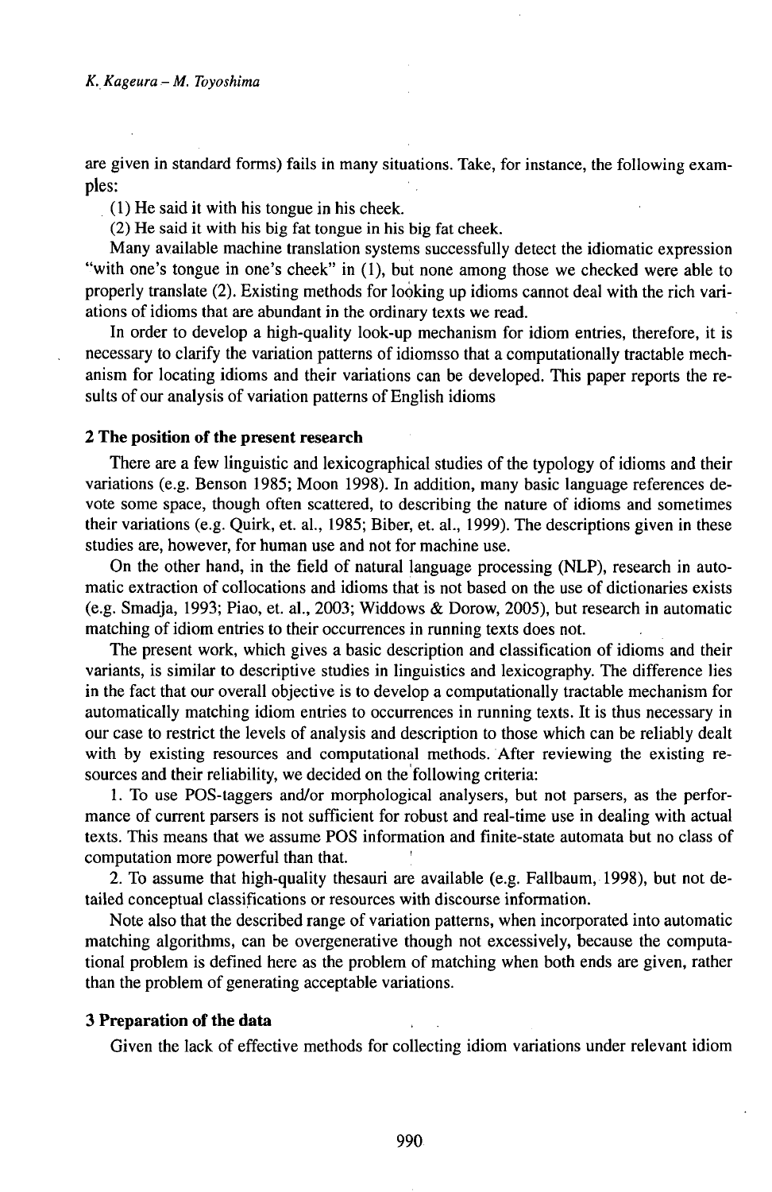are given in standard forms) fails in many situations. Take, for instance, the following examples:

(1) He said it with his tongue in his cheek.

(2) He said it with his big fat tongue in his big fat cheek.

Many available machine translation systems successfully detect the idiomatic expression "with one's tongue in one's cheek" in (1), but none among those we checked were able to properly translate (2). Existing methods for looking up idioms cannot deal with the rich variations of idioms that are abundant in the ordinary texts we read.

In order to develop a high-quality look-up mechanism for idiom entries, therefore, it is necessary to clarify the variation patterns of idiomsso that a computationally tractable mechanism for locating idioms and their variations can be developed. This paper reports the results of our analysis of variation patterns of English idioms

## 2 The position of the present research

There are a few linguistic and lexicographical studies of the typology of idioms and their variations (e.g. Benson 1985; Moon 1998). In addition, many basic language references devote some space, though often scattered, to describing the nature of idioms and sometimes their variations (e.g. Quirk, et. al., 1985; Biber, et. al., 1999). The descriptions given in these studies are, however, for human use and not for machine use.

On the other hand, in the field of natural language processing (NLP), research in automatic extraction of collocations and idioms that is not based on the use of dictionaries exists (e.g. Smadja, 1993; Piao, et. al., 2003; Widdows & Dorow, 2005), but research in automatic matching of idiom entries to their occurrences in running texts does not.

The present work, which gives a basic description and classification of idioms and their variants, is similar to descriptive studies in linguistics and lexicography. The difference lies in the fact that our overall objective is to develop a computationally tractable mechanism for automatically matching idiom entries to occurrences in running texts. It is thus necessary in our case to restrict the levels of analysis and description to those which can be reliably dealt with by existing resources and computational methods. After reviewing the existing resources and their reliability, we decided on the following criteria:

1. To use POS-taggers and/or morphological analysers, but not parsers, as the performance of current parsers is not sufficient for robust and real-time use in dealing with actual texts. This means that we assume POS information and finite-state automata but no class of computation more powerful than that.

2. To assume that high-quality thesauri are available (e.g. Fallbaum, 1998), but not detailed conceptual classifications or resources with discourse information.

Note also that the described range of variation patterns, when incorporated into automatic matching algorithms, can be overgenerative though not excessively, because the computational problem is defined here as the problem of matching when both ends are given, rather than the problem of generating acceptable variations.

## 3 Preparation of the data

Given the lack of effective methods for collecting idiom variations under relevant idiom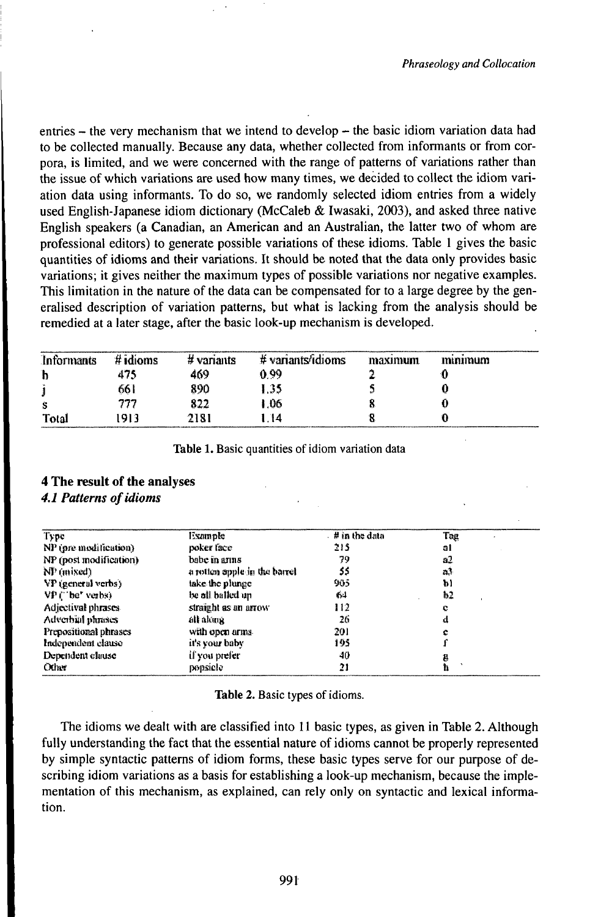entries – the very mechanism that we intend to develop – the basic idiom variation data had to be collected manually. Because any data, whether collected from informants or from corpora, is limited, and we were concerned with the range of patterns of variations rather than the issue of which variations are used how many times, we decided to collect the idiom variation data using informants. To do so, we randomly selected idiom entries from a widely used English-Japanese idiom dictionary (McCaleb & Iwasaki, 2003), and asked three native English speakers (a Canadian, an American and an Australian, the latter two of whom are professional editors) to generate possible variations of these idioms. Table 1 gives the basic quantities of idioms and their variations. It should be noted that the data only provides basic variations; it gives neither the maximum types of possible variations nor negative examples. This limitation in the nature of the data can be compensated for to a large degree by the generalised description of variation patterns, but what is lacking from the analysis should be remedied at a later stage, after the basic look-up mechanism is developed.

| Informants | # idioms | # variants | # variants/idioms | maximum | minimum |
|---|---|---|---|---|---|
| h | 475 | 469 | 0.99 | 2 | 0 |
| j | 661 | 890 | 1.35 | 5 | 0 |
| s | 777 | 822 | 1.06 | 8 | 0 |
| Total | 1913 | 2181 | 1.14 | 8 | 0 |

**Table 1.** Basic quantities of idiom variation data

## 4 The result of the analyses

### *4.1 Patterns of idioms*

| Type | Example | # in the data | Tag |
|---|---|---|---|
| NP (pre modification) | poker face | 215 | a1 |
| NP (post modification) | babe in arms | 79 | a2 |
| NP (mixed) | a rotten apple in the barrel | 55 | a3 |
| VP (general verbs) | take the plunge | 905 | b1 |
| VP ('be' verbs) | be all balled up | 64 | b2 |
| Adjectival phrases | straight as an arrow | 112 | c |
| Adverbial phrases | all along | 26 | d |
| Prepositional phrases | with open arms | 201 | e |
| Independent clause | it's your baby | 195 | f |
| Dependent clause | if you prefer | 40 | g |
| Other | popsicle | 21 | h |

**Table 2.** Basic types of idioms.

The idioms we dealt with are classified into 11 basic types, as given in Table 2. Although fully understanding the fact that the essential nature of idioms cannot be properly represented by simple syntactic patterns of idiom forms, these basic types serve for our purpose of describing idiom variations as a basis for establishing a look-up mechanism, because the implementation of this mechanism, as explained, can rely only on syntactic and lexical information.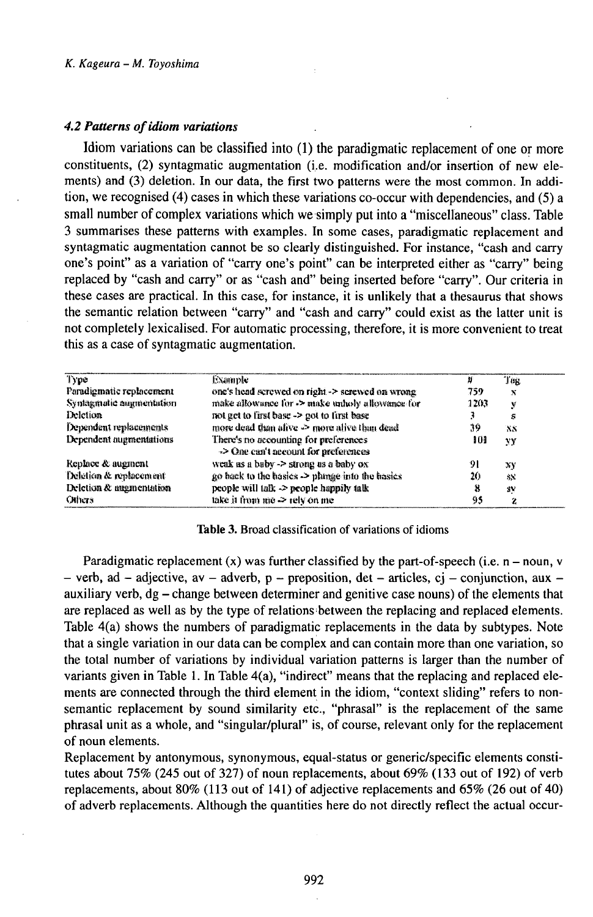### *4.2 Patterns of idiom variations*

Idiom variations can be classified into (1) the paradigmatic replacement of one or more constituents, (2) syntagmatic augmentation (i.e. modification and/or insertion of new elements) and (3) deletion. In our data, the first two patterns were the most common. In addition, we recognised (4) cases in which these variations co-occur with dependencies, and (5) a small number of complex variations which we simply put into a "miscellaneous" class. Table 3 summarises these patterns with examples. In some cases, paradigmatic replacement and syntagmatic augmentation cannot be so clearly distinguished. For instance, "cash and carry one's point" as a variation of "carry one's point" can be interpreted either as "carry" being replaced by "cash and carry" or as "cash and" being inserted before "carry". Our criteria in these cases are practical. In this case, for instance, it is unlikely that a thesaurus that shows the semantic relation between "carry" and "cash and carry" could exist as the latter unit is not completely lexicalised. For automatic processing, therefore, it is more convenient to treat this as a case of syntagmatic augmentation.

| Type | Example | # | Tag |
|---|---|---|---|
| Paradigmatic replacement | one's head screwed on right -> screwed on wrong | 759 | x |
| Syntagmatic augmentation | make allowance for -> make unholy allowance for | 1203 | y |
| Deletion | not get to first base -> got to first base | 3 | s |
| Dependent replacements | more dead than alive -> more alive than dead | 39 | xx |
| Dependent augmentations | There's no accounting for preferences -> One can't account for preferences | 101 | yy |
| Replace & augment | weak as a baby -> strong as a baby ox | 91 | xy |
| Deletion & replacement | go back to the basics -> plunge into the basics | 20 | sx |
| Deletion & augmentation | people will talk -> people happily talk | 8 | sy |
| Others | take it from me -> rely on me | 95 | z |

**Table 3.** Broad classification of variations of idioms

Paradigmatic replacement (x) was further classified by the part-of-speech (i.e. n – noun, v – verb, ad – adjective, av – adverb, p – preposition, det – articles, cj – conjunction, aux – auxiliary verb, dg – change between determiner and genitive case nouns) of the elements that are replaced as well as by the type of relations between the replacing and replaced elements. Table 4(a) shows the numbers of paradigmatic replacements in the data by subtypes. Note that a single variation in our data can be complex and can contain more than one variation, so the total number of variations by individual variation patterns is larger than the number of variants given in Table 1. In Table 4(a), "indirect" means that the replacing and replaced elements are connected through the third element in the idiom, "context sliding" refers to non-semantic replacement by sound similarity etc., "phrasal" is the replacement of the same phrasal unit as a whole, and "singular/plural" is, of course, relevant only for the replacement of noun elements.

Replacement by antonymous, synonymous, equal-status or generic/specific elements constitutes about 75% (245 out of 327) of noun replacements, about 69% (133 out of 192) of verb replacements, about 80% (113 out of 141) of adjective replacements and 65% (26 out of 40) of adverb replacements. Although the quantities here do not directly reflect the actual occur-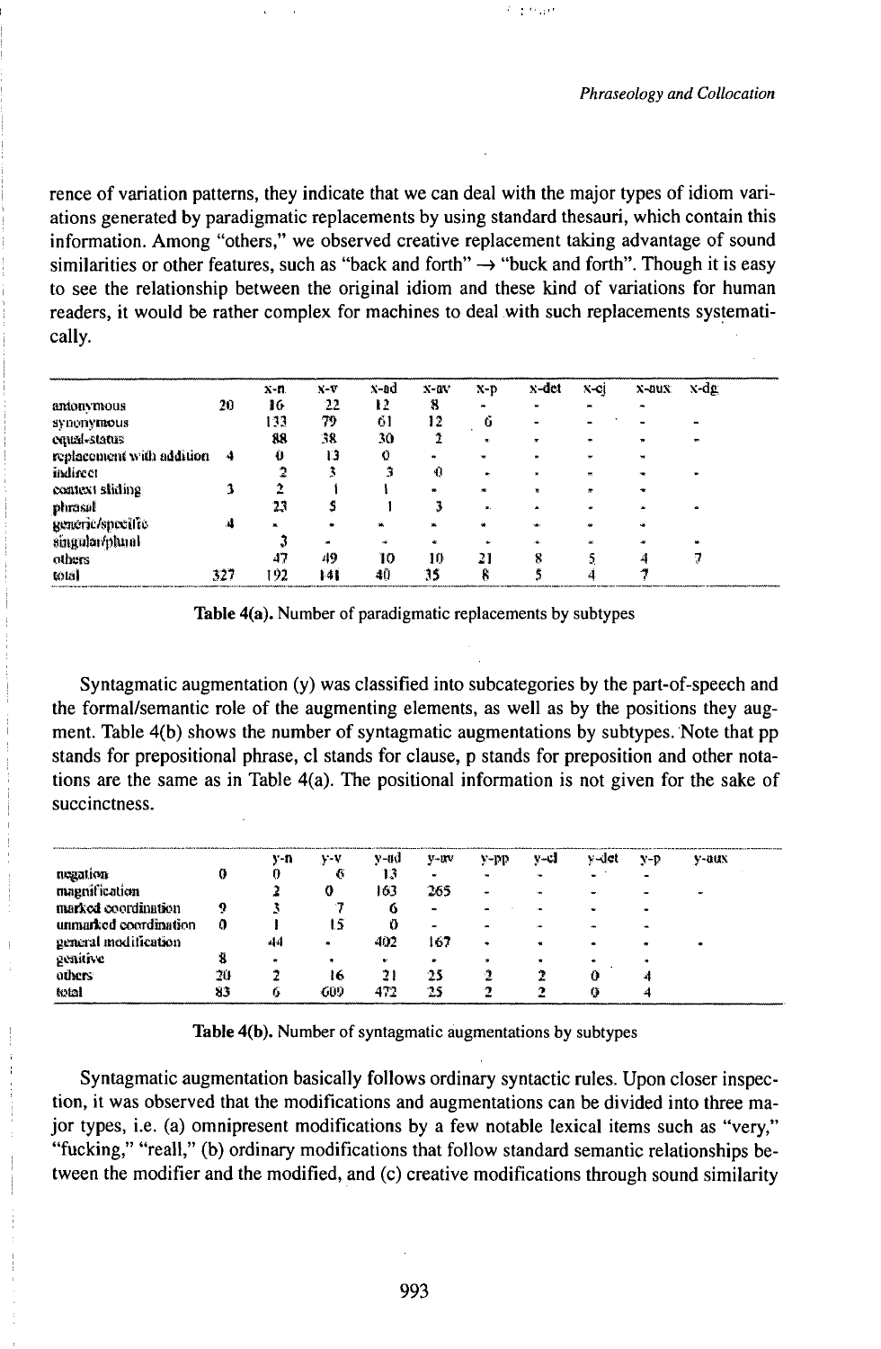rence of variation patterns, they indicate that we can deal with the major types of idiom variations generated by paradigmatic replacements by using standard thesauri, which contain this information. Among "others," we observed creative replacement taking advantage of sound similarities or other features, such as "back and forth" → "buck and forth". Though it is easy to see the relationship between the original idiom and these kind of variations for human readers, it would be rather complex for machines to deal with such replacements systematically.

| | | x-n | x-v | x-ad | x-av | x-p | x-det | x-cj | x-aux | x-dg |
|---|---|---|---|---|---|---|---|---|---|---|
| antonymous | 20 | 16 | 22 | 12 | 8 | - | - | - | - | |
| synonymous | | 133 | 79 | 61 | 12 | 6 | - | - | - | - |
| equal-status | | 88 | 38 | 30 | 2 | - | - | - | - | - |
| replacement with addition | 4 | 0 | 13 | 0 | - | - | - | - | - | |
| indirect | | 2 | 3 | 3 | 0 | - | - | - | - | - |
| context sliding | 3 | 2 | 1 | 1 | - | - | - | - | - | |
| phrasal | | 23 | 5 | 1 | 3 | - | - | - | - | - |
| generic/specific | 4 | - | - | - | - | - | - | - | - | |
| singular/plural | | 3 | - | - | - | - | - | - | - | - |
| others | | 47 | 49 | 10 | 10 | 21 | 8 | 5 | 4 | 7 |
| total | 327 | 192 | 141 | 40 | 35 | 8 | 5 | 4 | 7 | |

**Table 4(a).** Number of paradigmatic replacements by subtypes

Syntagmatic augmentation (y) was classified into subcategories by the part-of-speech and the formal/semantic role of the augmenting elements, as well as by the positions they augment. Table 4(b) shows the number of syntagmatic augmentations by subtypes. Note that pp stands for prepositional phrase, cl stands for clause, p stands for preposition and other notations are the same as in Table 4(a). The positional information is not given for the sake of succinctness.

| | | y-n | y-v | y-ad | y-av | y-pp | y-cl | y-det | y-p | y-aux |
|---|---|---|---|---|---|---|---|---|---|---|
| negation | 0 | 0 | 6 | 13 | - | - | - | - | - | |
| magnification | | 2 | 0 | 163 | 265 | - | - | - | - | - |
| marked coordination | 9 | 3 | 7 | 6 | - | - | - | - | - | |
| unmarked coordination | 0 | 1 | 15 | 0 | - | - | - | - | - | |
| general modification | | 44 | - | 402 | 167 | - | - | - | - | - |
| genitive | 8 | - | - | - | - | - | - | - | - | |
| others | 20 | 2 | 16 | 21 | 25 | 2 | 2 | 0 | 4 | |
| total | 83 | 6 | 609 | 472 | 25 | 2 | 2 | 0 | 4 | |

**Table 4(b).** Number of syntagmatic augmentations by subtypes

Syntagmatic augmentation basically follows ordinary syntactic rules. Upon closer inspection, it was observed that the modifications and augmentations can be divided into three major types, i.e. (a) omnipresent modifications by a few notable lexical items such as "very," "fucking," "reall," (b) ordinary modifications that follow standard semantic relationships between the modifier and the modified, and (c) creative modifications through sound similarity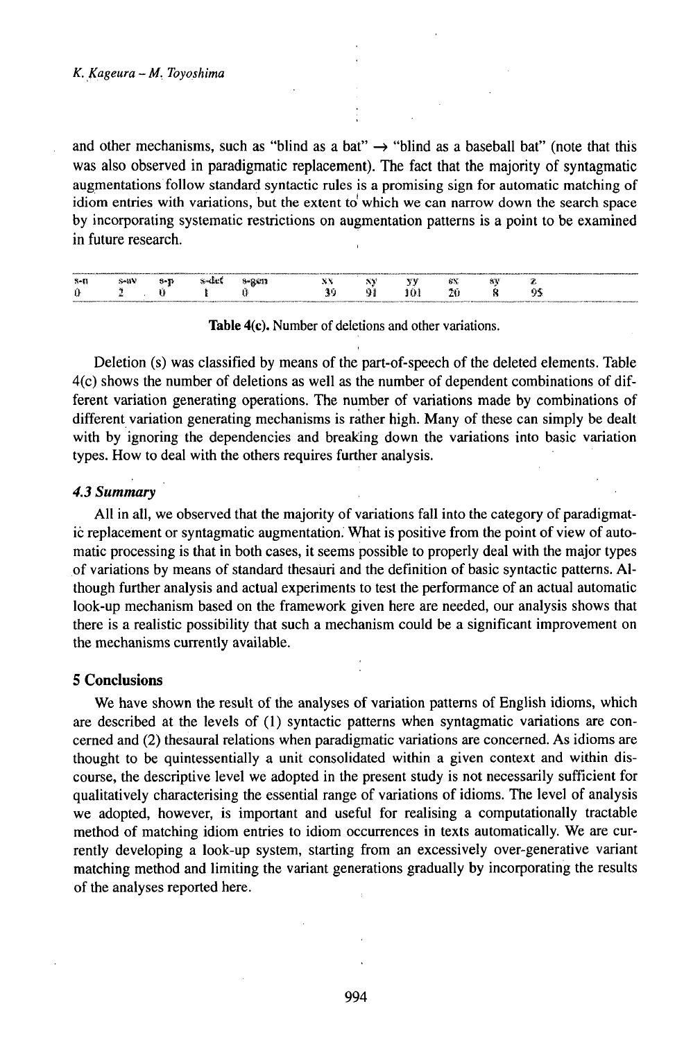and other mechanisms, such as "blind as a bat" → "blind as a baseball bat" (note that this was also observed in paradigmatic replacement). The fact that the majority of syntagmatic augmentations follow standard syntactic rules is a promising sign for automatic matching of idiom entries with variations, but the extent to which we can narrow down the search space by incorporating systematic restrictions on augmentation patterns is a point to be examined in future research.

| s-n | s-av | s-p | s-det | s-gen | xx | xy | yy | sx | sy | z |
|---|---|---|---|---|---|---|---|---|---|---|
| 0 | 2 | 0 | 1 | 0 | 39 | 91 | 101 | 20 | 8 | 95 |

**Table 4(c).** Number of deletions and other variations.

Deletion (s) was classified by means of the part-of-speech of the deleted elements. Table 4(c) shows the number of deletions as well as the number of dependent combinations of different variation generating operations. The number of variations made by combinations of different variation generating mechanisms is rather high. Many of these can simply be dealt with by ignoring the dependencies and breaking down the variations into basic variation types. How to deal with the others requires further analysis.

### *4.3 Summary*

All in all, we observed that the majority of variations fall into the category of paradigmatic replacement or syntagmatic augmentation. What is positive from the point of view of automatic processing is that in both cases, it seems possible to properly deal with the major types of variations by means of standard thesauri and the definition of basic syntactic patterns. Although further analysis and actual experiments to test the performance of an actual automatic look-up mechanism based on the framework given here are needed, our analysis shows that there is a realistic possibility that such a mechanism could be a significant improvement on the mechanisms currently available.

## 5 Conclusions

We have shown the result of the analyses of variation patterns of English idioms, which are described at the levels of (1) syntactic patterns when syntagmatic variations are concerned and (2) thesaural relations when paradigmatic variations are concerned. As idioms are thought to be quintessentially a unit consolidated within a given context and within discourse, the descriptive level we adopted in the present study is not necessarily sufficient for qualitatively characterising the essential range of variations of idioms. The level of analysis we adopted, however, is important and useful for realising a computationally tractable method of matching idiom entries to idiom occurrences in texts automatically. We are currently developing a look-up system, starting from an excessively over-generative variant matching method and limiting the variant generations gradually by incorporating the results of the analyses reported here.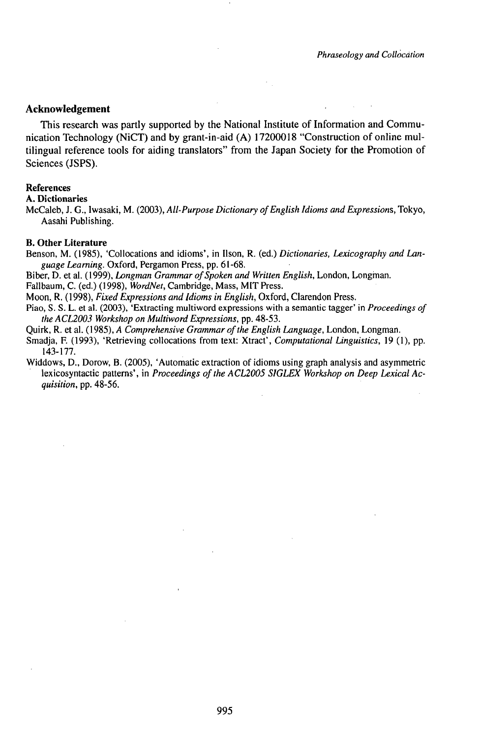## Acknowledgement

This research was partly supported by the National Institute of Information and Communication Technology (NiCT) and by grant-in-aid (A) 17200018 "Construction of online multilingual reference tools for aiding translators" from the Japan Society for the Promotion of Sciences (JSPS).

## References

### A. Dictionaries

McCaleb, J. G., Iwasaki, M. (2003), *All-Purpose Dictionary of English Idioms and Expressions*, Tokyo, Aasahi Publishing.

### B. Other Literature

Benson, M. (1985), 'Collocations and idioms', in Ilson, R. (ed.) *Dictionaries, Lexicography and Language Learning*. Oxford, Pergamon Press, pp. 61-68.

Biber, D. et al. (1999), *Longman Grammar of Spoken and Written English*, London, Longman.

Fallbaum, C. (ed.) (1998), *WordNet*, Cambridge, Mass, MIT Press.

Moon, R. (1998), *Fixed Expressions and Idioms in English*, Oxford, Clarendon Press.

Piao, S. S. L. et al. (2003), 'Extracting multiword expressions with a semantic tagger' in *Proceedings of the ACL2003 Workshop on Multiword Expressions*, pp. 48-53.

Quirk, R. et al. (1985), *A Comprehensive Grammar of the English Language*, London, Longman.

Smadja, F. (1993), 'Retrieving collocations from text: Xtract', *Computational Linguistics*, 19 (1), pp. 143-177.

Widdows, D., Dorow, B. (2005), 'Automatic extraction of idioms using graph analysis and asymmetric lexicosyntactic patterns', in *Proceedings of the ACL2005 SIGLEX Workshop on Deep Lexical Acquisition*, pp. 48-56.